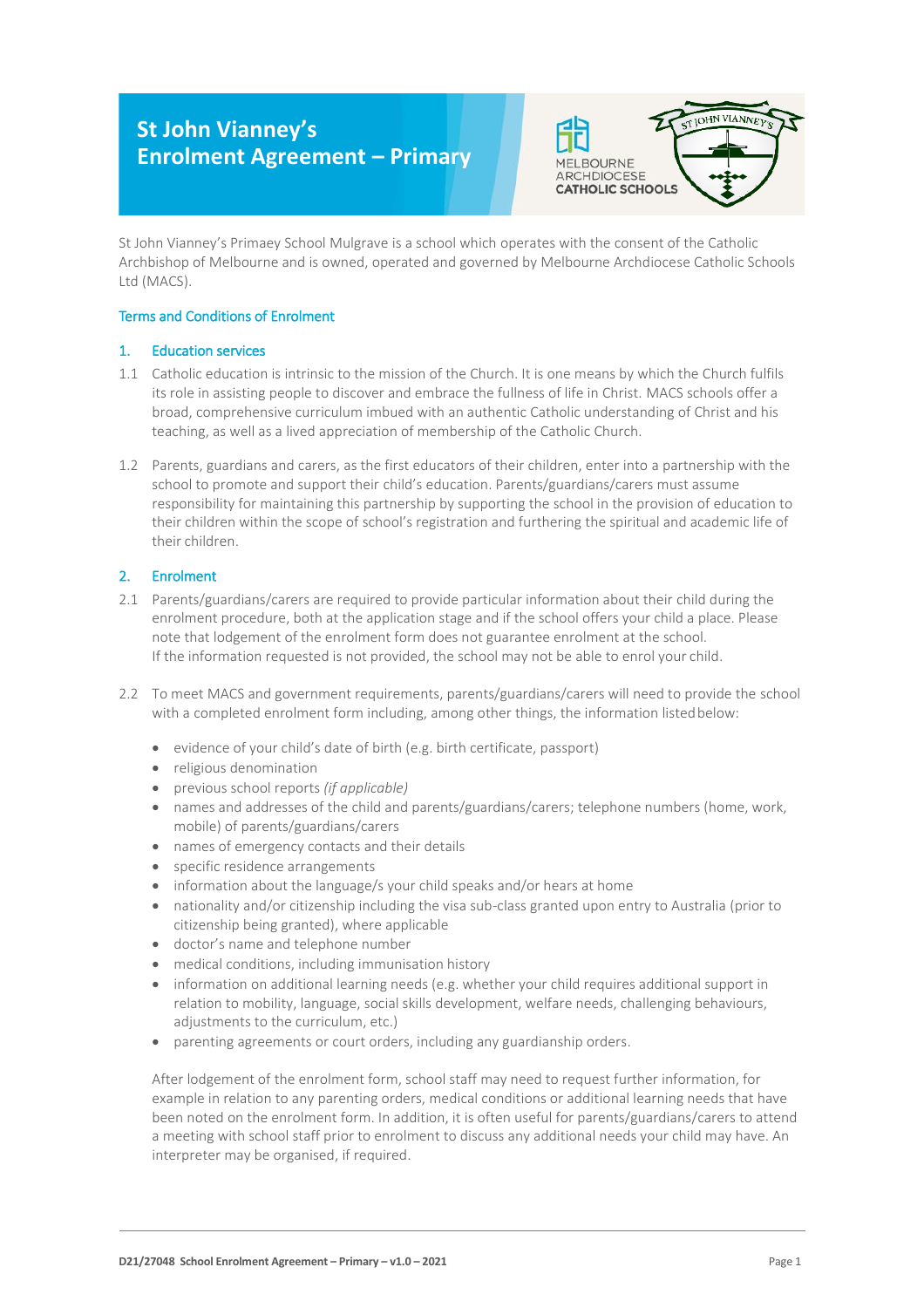# St John Vianney's Enrolment Agreement – Primary

St John Vianney's Primaey School Mulgrave is a school which operates with the consent of the Catholic Archbishop of Melbourne and is owned, operated and governed by Melbourne Archdiocese Catholic Schools Ltd (MACS).

## Terms and Conditions of Enrolment

### 1. Education services

1.1 Catholic education is intrinsic to the mission of the Church. It is one means by which the Church fulfils its role in assisting people to discover and embrace the fullness of life in Christ. MACS schools offer a broad, comprehensive curriculum imbued with an authentic Catholic understanding of Christ and his teaching, as well as a lived appreciation of membership of the Catholic Church.

1.2 Parents, guardians and carers, as the first educators of their children, enter into a partnership with the school to promote and support their child's education. Parents/guardians/carers must assume responsibility for maintaining this partnership by supporting the school in the provision of education to their children within the scope of school's registration and furthering the spiritual and academic life of their children.

### 2. Enrolment

2.1 Parents/guardians/carers are required to provide particular information about their child during the enrolment procedure, both at the application stage and if the school offers your child a place. Please note that lodgement of the enrolment form does not guarantee enrolment at the school. If the information requested is not provided, the school may not be able to enrol your child.

2.2 To meet MACS and government requirements, parents/guardians/carers will need to provide the school with a completed enrolment form including, among other things, the information listed below:

- evidence of your child's date of birth (e.g. birth certificate, passport)
- religious denomination
- previous school reports *(if applicable)*
- names and addresses of the child and parents/guardians/carers; telephone numbers (home, work, mobile) of parents/guardians/carers
- names of emergency contacts and their details
- specific residence arrangements
- information about the language/s your child speaks and/or hears at home
- nationality and/or citizenship including the visa sub-class granted upon entry to Australia (prior to citizenship being granted), where applicable
- doctor's name and telephone number
- medical conditions, including immunisation history
- information on additional learning needs (e.g. whether your child requires additional support in relation to mobility, language, social skills development, welfare needs, challenging behaviours, adjustments to the curriculum, etc.)
- parenting agreements or court orders, including any guardianship orders.

After lodgement of the enrolment form, school staff may need to request further information, for example in relation to any parenting orders, medical conditions or additional learning needs that have been noted on the enrolment form. In addition, it is often useful for parents/guardians/carers to attend a meeting with school staff prior to enrolment to discuss any additional needs your child may have. An interpreter may be organised, if required.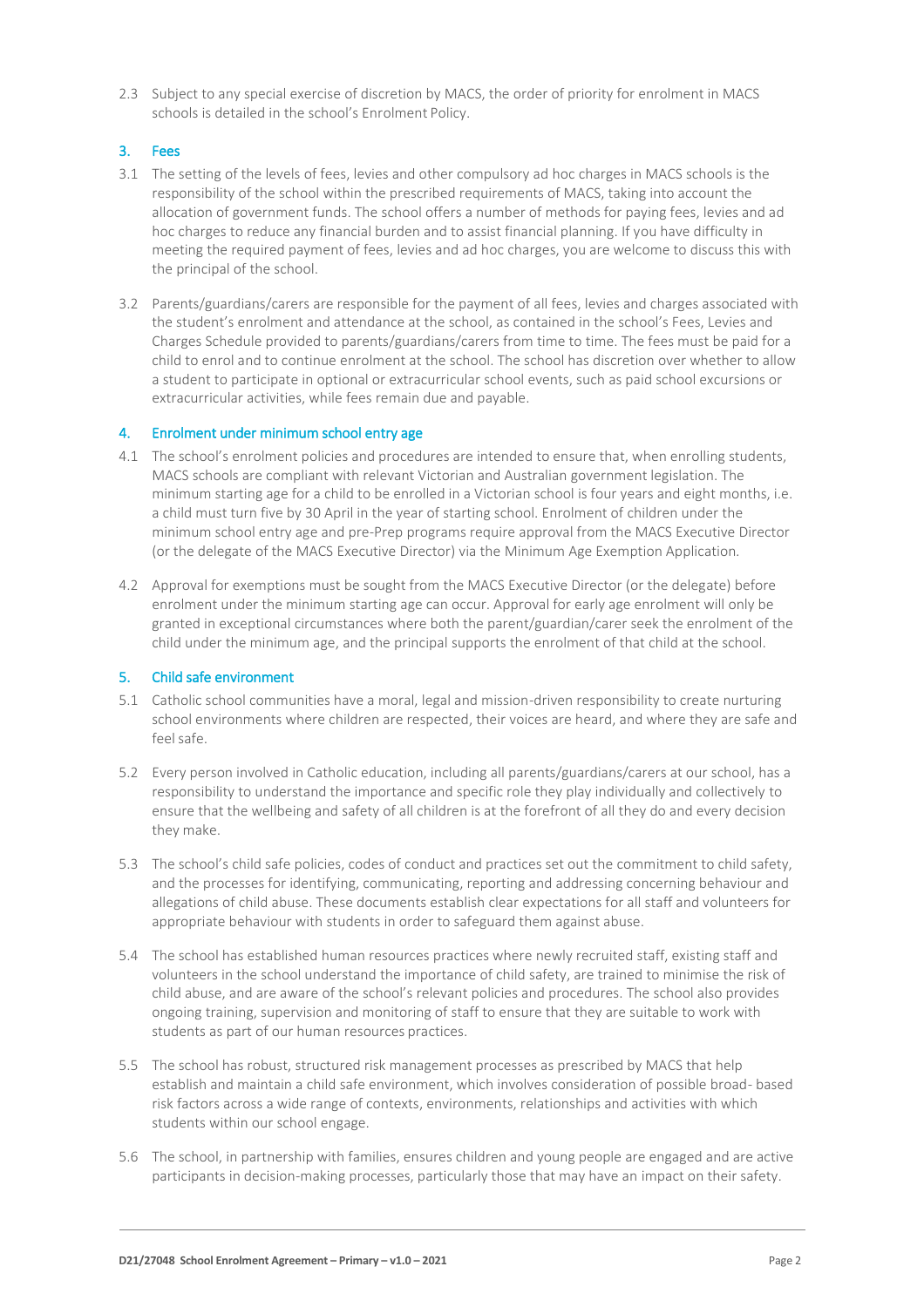2.3 Subject to any special exercise of discretion by MACS, the order of priority for enrolment in MACS schools is detailed in the school's Enrolment Policy.

## 3. Fees

3.1 The setting of the levels of fees, levies and other compulsory ad hoc charges in MACS schools is the responsibility of the school within the prescribed requirements of MACS, taking into account the allocation of government funds. The school offers a number of methods for paying fees, levies and ad hoc charges to reduce any financial burden and to assist financial planning. If you have difficulty in meeting the required payment of fees, levies and ad hoc charges, you are welcome to discuss this with the principal of the school.

3.2 Parents/guardians/carers are responsible for the payment of all fees, levies and charges associated with the student's enrolment and attendance at the school, as contained in the school's Fees, Levies and Charges Schedule provided to parents/guardians/carers from time to time. The fees must be paid for a child to enrol and to continue enrolment at the school. The school has discretion over whether to allow a student to participate in optional or extracurricular school events, such as paid school excursions or extracurricular activities, while fees remain due and payable.

## 4. Enrolment under minimum school entry age

4.1 The school's enrolment policies and procedures are intended to ensure that, when enrolling students, MACS schools are compliant with relevant Victorian and Australian government legislation. The minimum starting age for a child to be enrolled in a Victorian school is four years and eight months, i.e. a child must turn five by 30 April in the year of starting school. Enrolment of children under the minimum school entry age and pre-Prep programs require approval from the MACS Executive Director (or the delegate of the MACS Executive Director) via the Minimum Age Exemption Application.

4.2 Approval for exemptions must be sought from the MACS Executive Director (or the delegate) before enrolment under the minimum starting age can occur. Approval for early age enrolment will only be granted in exceptional circumstances where both the parent/guardian/carer seek the enrolment of the child under the minimum age, and the principal supports the enrolment of that child at the school.

## 5. Child safe environment

5.1 Catholic school communities have a moral, legal and mission-driven responsibility to create nurturing school environments where children are respected, their voices are heard, and where they are safe and feel safe.

5.2 Every person involved in Catholic education, including all parents/guardians/carers at our school, has a responsibility to understand the importance and specific role they play individually and collectively to ensure that the wellbeing and safety of all children is at the forefront of all they do and every decision they make.

5.3 The school's child safe policies, codes of conduct and practices set out the commitment to child safety, and the processes for identifying, communicating, reporting and addressing concerning behaviour and allegations of child abuse. These documents establish clear expectations for all staff and volunteers for appropriate behaviour with students in order to safeguard them against abuse.

5.4 The school has established human resources practices where newly recruited staff, existing staff and volunteers in the school understand the importance of child safety, are trained to minimise the risk of child abuse, and are aware of the school's relevant policies and procedures. The school also provides ongoing training, supervision and monitoring of staff to ensure that they are suitable to work with students as part of our human resources practices.

5.5 The school has robust, structured risk management processes as prescribed by MACS that help establish and maintain a child safe environment, which involves consideration of possible broad- based risk factors across a wide range of contexts, environments, relationships and activities with which students within our school engage.

5.6 The school, in partnership with families, ensures children and young people are engaged and are active participants in decision-making processes, particularly those that may have an impact on their safety.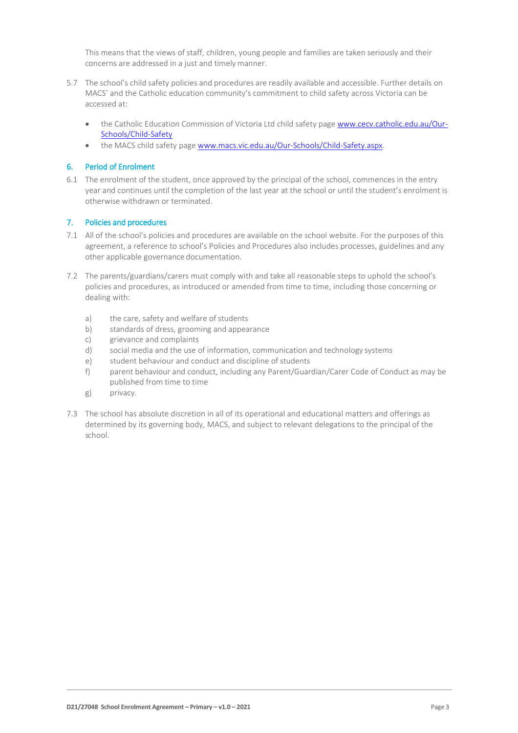This means that the views of staff, children, young people and families are taken seriously and their concerns are addressed in a just and timely manner.

5.7 The school's child safety policies and procedures are readily available and accessible. Further details on MACS' and the Catholic education community's commitment to child safety across Victoria can be accessed at:

- the Catholic Education Commission of Victoria Ltd child safety page [www.cecv.catholic.edu.au/Our-Schools/Child-Safety](www.cecv.catholic.edu.au/Our-Schools/Child-Safety)
- the MACS child safety page [www.macs.vic.edu.au/Our-Schools/Child-Safety.aspx](www.macs.vic.edu.au/Our-Schools/Child-Safety.aspx).

## 6. Period of Enrolment

6.1 The enrolment of the student, once approved by the principal of the school, commences in the entry year and continues until the completion of the last year at the school or until the student's enrolment is otherwise withdrawn or terminated.

## 7. Policies and procedures

7.1 All of the school's policies and procedures are available on the school website. For the purposes of this agreement, a reference to school's Policies and Procedures also includes processes, guidelines and any other applicable governance documentation.

7.2 The parents/guardians/carers must comply with and take all reasonable steps to uphold the school's policies and procedures, as introduced or amended from time to time, including those concerning or dealing with:

a) the care, safety and welfare of students
b) standards of dress, grooming and appearance
c) grievance and complaints
d) social media and the use of information, communication and technology systems
e) student behaviour and conduct and discipline of students
f) parent behaviour and conduct, including any Parent/Guardian/Carer Code of Conduct as may be published from time to time
g) privacy.

7.3 The school has absolute discretion in all of its operational and educational matters and offerings as determined by its governing body, MACS, and subject to relevant delegations to the principal of the school.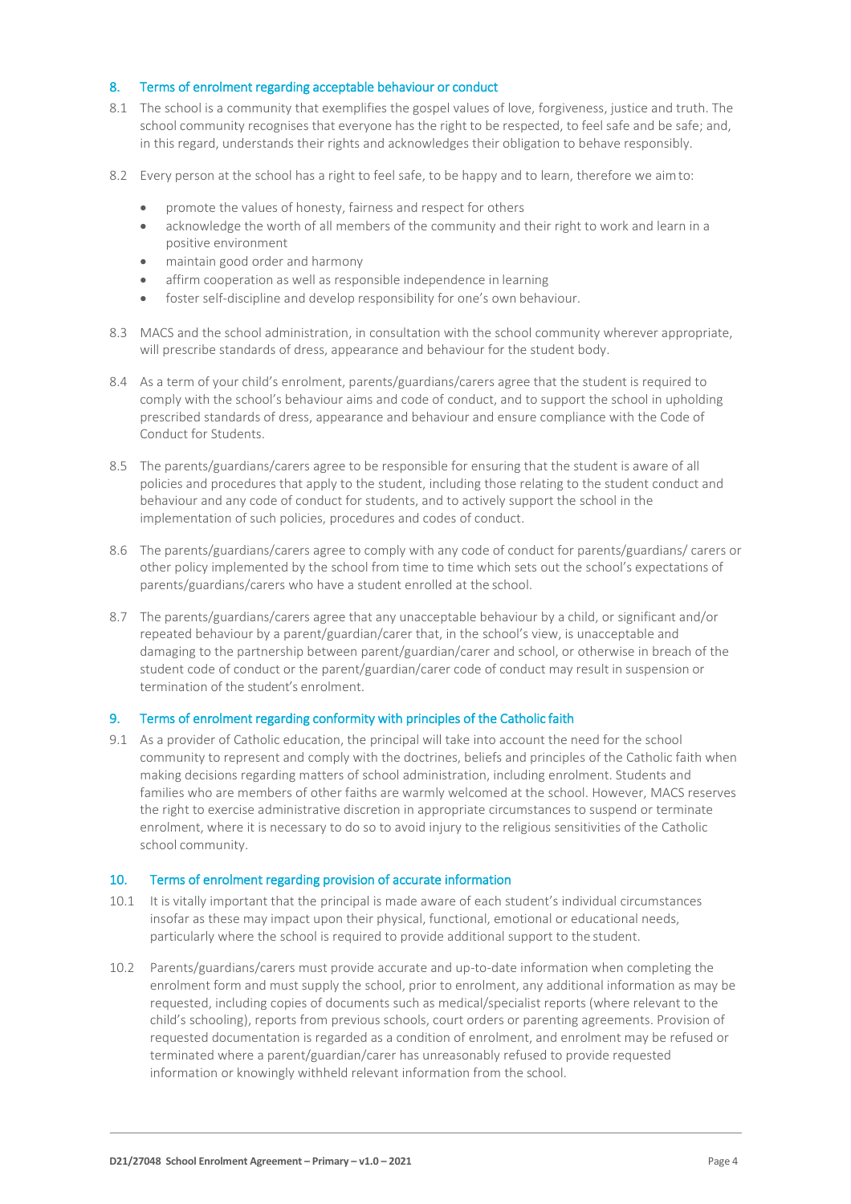## 8. Terms of enrolment regarding acceptable behaviour or conduct

8.1 The school is a community that exemplifies the gospel values of love, forgiveness, justice and truth. The school community recognises that everyone has the right to be respected, to feel safe and be safe; and, in this regard, understands their rights and acknowledges their obligation to behave responsibly.

8.2 Every person at the school has a right to feel safe, to be happy and to learn, therefore we aim to:

- promote the values of honesty, fairness and respect for others
- acknowledge the worth of all members of the community and their right to work and learn in a positive environment
- maintain good order and harmony
- affirm cooperation as well as responsible independence in learning
- foster self-discipline and develop responsibility for one's own behaviour.

8.3 MACS and the school administration, in consultation with the school community wherever appropriate, will prescribe standards of dress, appearance and behaviour for the student body.

8.4 As a term of your child's enrolment, parents/guardians/carers agree that the student is required to comply with the school's behaviour aims and code of conduct, and to support the school in upholding prescribed standards of dress, appearance and behaviour and ensure compliance with the Code of Conduct for Students.

8.5 The parents/guardians/carers agree to be responsible for ensuring that the student is aware of all policies and procedures that apply to the student, including those relating to the student conduct and behaviour and any code of conduct for students, and to actively support the school in the implementation of such policies, procedures and codes of conduct.

8.6 The parents/guardians/carers agree to comply with any code of conduct for parents/guardians/ carers or other policy implemented by the school from time to time which sets out the school's expectations of parents/guardians/carers who have a student enrolled at the school.

8.7 The parents/guardians/carers agree that any unacceptable behaviour by a child, or significant and/or repeated behaviour by a parent/guardian/carer that, in the school's view, is unacceptable and damaging to the partnership between parent/guardian/carer and school, or otherwise in breach of the student code of conduct or the parent/guardian/carer code of conduct may result in suspension or termination of the student's enrolment.

## 9. Terms of enrolment regarding conformity with principles of the Catholic faith

9.1 As a provider of Catholic education, the principal will take into account the need for the school community to represent and comply with the doctrines, beliefs and principles of the Catholic faith when making decisions regarding matters of school administration, including enrolment. Students and families who are members of other faiths are warmly welcomed at the school. However, MACS reserves the right to exercise administrative discretion in appropriate circumstances to suspend or terminate enrolment, where it is necessary to do so to avoid injury to the religious sensitivities of the Catholic school community.

## 10. Terms of enrolment regarding provision of accurate information

10.1 It is vitally important that the principal is made aware of each student's individual circumstances insofar as these may impact upon their physical, functional, emotional or educational needs, particularly where the school is required to provide additional support to the student.

10.2 Parents/guardians/carers must provide accurate and up-to-date information when completing the enrolment form and must supply the school, prior to enrolment, any additional information as may be requested, including copies of documents such as medical/specialist reports (where relevant to the child's schooling), reports from previous schools, court orders or parenting agreements. Provision of requested documentation is regarded as a condition of enrolment, and enrolment may be refused or terminated where a parent/guardian/carer has unreasonably refused to provide requested information or knowingly withheld relevant information from the school.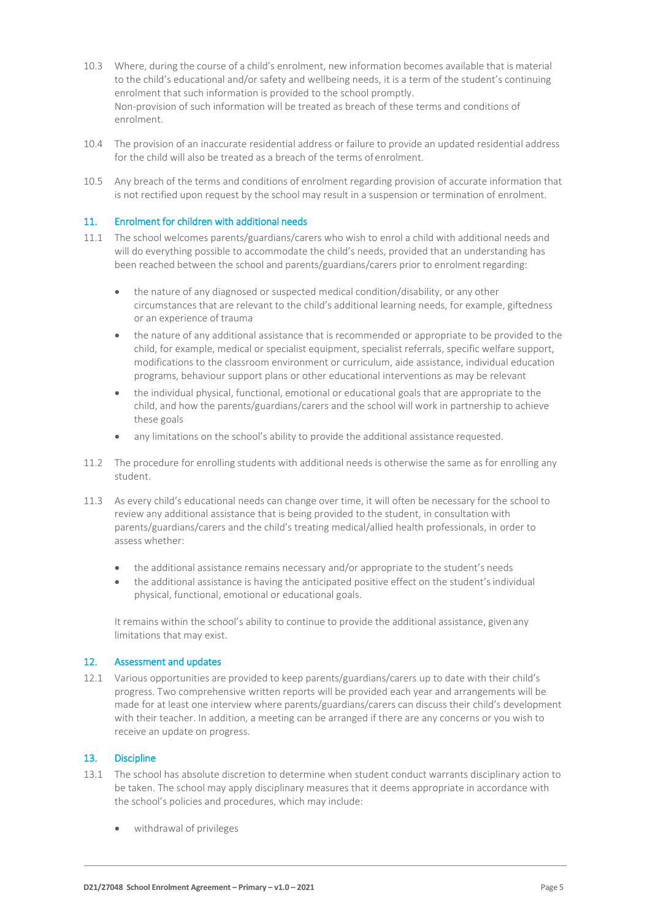10.3 Where, during the course of a child's enrolment, new information becomes available that is material to the child's educational and/or safety and wellbeing needs, it is a term of the student's continuing enrolment that such information is provided to the school promptly.
Non-provision of such information will be treated as breach of these terms and conditions of enrolment.

10.4 The provision of an inaccurate residential address or failure to provide an updated residential address for the child will also be treated as a breach of the terms of enrolment.

10.5 Any breach of the terms and conditions of enrolment regarding provision of accurate information that is not rectified upon request by the school may result in a suspension or termination of enrolment.

## 11. Enrolment for children with additional needs

11.1 The school welcomes parents/guardians/carers who wish to enrol a child with additional needs and will do everything possible to accommodate the child's needs, provided that an understanding has been reached between the school and parents/guardians/carers prior to enrolment regarding:

- the nature of any diagnosed or suspected medical condition/disability, or any other circumstances that are relevant to the child's additional learning needs, for example, giftedness or an experience of trauma
- the nature of any additional assistance that is recommended or appropriate to be provided to the child, for example, medical or specialist equipment, specialist referrals, specific welfare support, modifications to the classroom environment or curriculum, aide assistance, individual education programs, behaviour support plans or other educational interventions as may be relevant
- the individual physical, functional, emotional or educational goals that are appropriate to the child, and how the parents/guardians/carers and the school will work in partnership to achieve these goals
- any limitations on the school's ability to provide the additional assistance requested.

11.2 The procedure for enrolling students with additional needs is otherwise the same as for enrolling any student.

11.3 As every child's educational needs can change over time, it will often be necessary for the school to review any additional assistance that is being provided to the student, in consultation with parents/guardians/carers and the child's treating medical/allied health professionals, in order to assess whether:

- the additional assistance remains necessary and/or appropriate to the student's needs
- the additional assistance is having the anticipated positive effect on the student's individual physical, functional, emotional or educational goals.

It remains within the school's ability to continue to provide the additional assistance, given any limitations that may exist.

## 12. Assessment and updates

12.1 Various opportunities are provided to keep parents/guardians/carers up to date with their child's progress. Two comprehensive written reports will be provided each year and arrangements will be made for at least one interview where parents/guardians/carers can discuss their child's development with their teacher. In addition, a meeting can be arranged if there are any concerns or you wish to receive an update on progress.

## 13. Discipline

13.1 The school has absolute discretion to determine when student conduct warrants disciplinary action to be taken. The school may apply disciplinary measures that it deems appropriate in accordance with the school's policies and procedures, which may include:

- withdrawal of privileges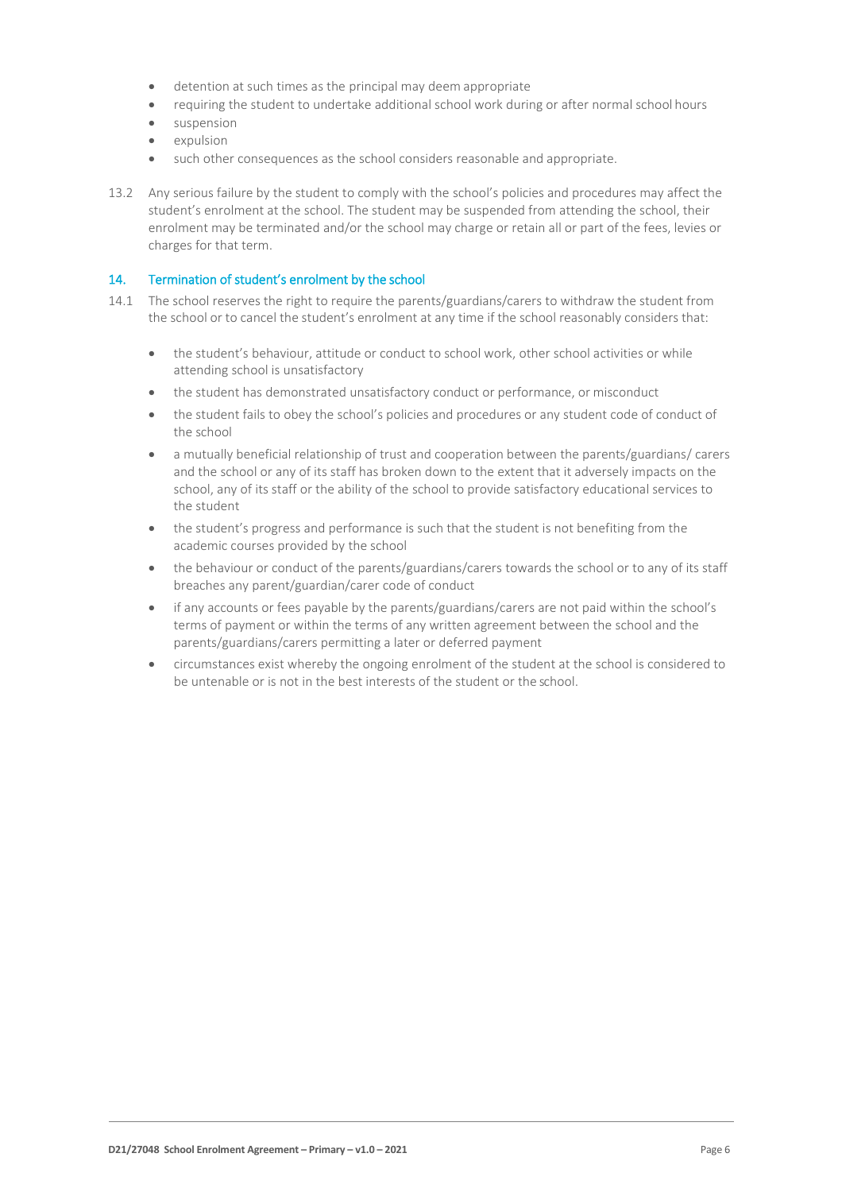- detention at such times as the principal may deem appropriate
- requiring the student to undertake additional school work during or after normal school hours
- suspension
- expulsion
- such other consequences as the school considers reasonable and appropriate.

13.2 Any serious failure by the student to comply with the school's policies and procedures may affect the student's enrolment at the school. The student may be suspended from attending the school, their enrolment may be terminated and/or the school may charge or retain all or part of the fees, levies or charges for that term.

## 14. Termination of student's enrolment by the school

14.1 The school reserves the right to require the parents/guardians/carers to withdraw the student from the school or to cancel the student's enrolment at any time if the school reasonably considers that:

- the student's behaviour, attitude or conduct to school work, other school activities or while attending school is unsatisfactory
- the student has demonstrated unsatisfactory conduct or performance, or misconduct
- the student fails to obey the school's policies and procedures or any student code of conduct of the school
- a mutually beneficial relationship of trust and cooperation between the parents/guardians/ carers and the school or any of its staff has broken down to the extent that it adversely impacts on the school, any of its staff or the ability of the school to provide satisfactory educational services to the student
- the student's progress and performance is such that the student is not benefiting from the academic courses provided by the school
- the behaviour or conduct of the parents/guardians/carers towards the school or to any of its staff breaches any parent/guardian/carer code of conduct
- if any accounts or fees payable by the parents/guardians/carers are not paid within the school's terms of payment or within the terms of any written agreement between the school and the parents/guardians/carers permitting a later or deferred payment
- circumstances exist whereby the ongoing enrolment of the student at the school is considered to be untenable or is not in the best interests of the student or the school.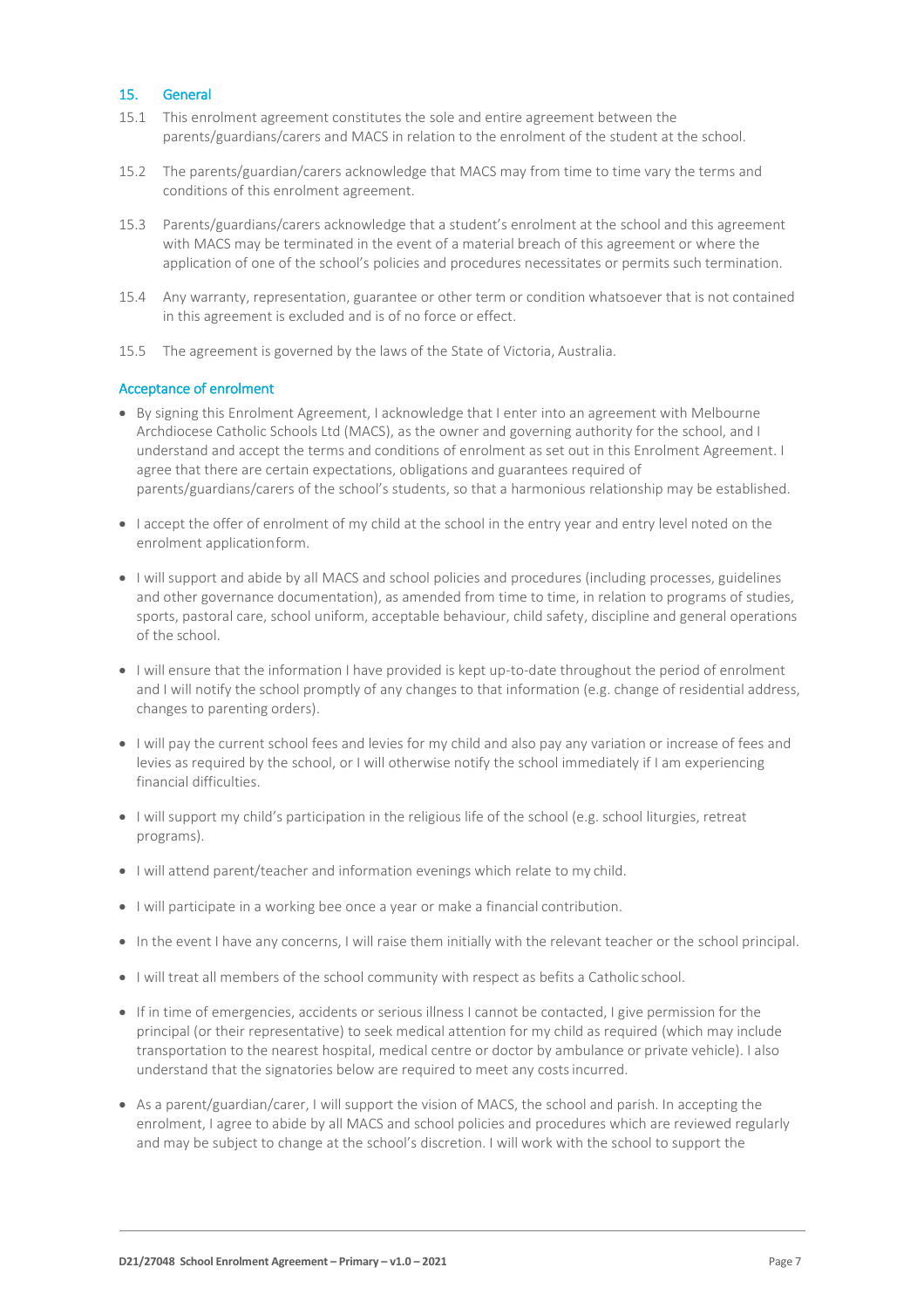## 15. General

15.1 This enrolment agreement constitutes the sole and entire agreement between the parents/guardians/carers and MACS in relation to the enrolment of the student at the school.

15.2 The parents/guardian/carers acknowledge that MACS may from time to time vary the terms and conditions of this enrolment agreement.

15.3 Parents/guardians/carers acknowledge that a student's enrolment at the school and this agreement with MACS may be terminated in the event of a material breach of this agreement or where the application of one of the school's policies and procedures necessitates or permits such termination.

15.4 Any warranty, representation, guarantee or other term or condition whatsoever that is not contained in this agreement is excluded and is of no force or effect.

15.5 The agreement is governed by the laws of the State of Victoria, Australia.

### Acceptance of enrolment

- By signing this Enrolment Agreement, I acknowledge that I enter into an agreement with Melbourne Archdiocese Catholic Schools Ltd (MACS), as the owner and governing authority for the school, and I understand and accept the terms and conditions of enrolment as set out in this Enrolment Agreement. I agree that there are certain expectations, obligations and guarantees required of parents/guardians/carers of the school's students, so that a harmonious relationship may be established.
- I accept the offer of enrolment of my child at the school in the entry year and entry level noted on the enrolment application form.
- I will support and abide by all MACS and school policies and procedures (including processes, guidelines and other governance documentation), as amended from time to time, in relation to programs of studies, sports, pastoral care, school uniform, acceptable behaviour, child safety, discipline and general operations of the school.
- I will ensure that the information I have provided is kept up-to-date throughout the period of enrolment and I will notify the school promptly of any changes to that information (e.g. change of residential address, changes to parenting orders).
- I will pay the current school fees and levies for my child and also pay any variation or increase of fees and levies as required by the school, or I will otherwise notify the school immediately if I am experiencing financial difficulties.
- I will support my child's participation in the religious life of the school (e.g. school liturgies, retreat programs).
- I will attend parent/teacher and information evenings which relate to my child.
- I will participate in a working bee once a year or make a financial contribution.
- In the event I have any concerns, I will raise them initially with the relevant teacher or the school principal.
- I will treat all members of the school community with respect as befits a Catholic school.
- If in time of emergencies, accidents or serious illness I cannot be contacted, I give permission for the principal (or their representative) to seek medical attention for my child as required (which may include transportation to the nearest hospital, medical centre or doctor by ambulance or private vehicle). I also understand that the signatories below are required to meet any costs incurred.
- As a parent/guardian/carer, I will support the vision of MACS, the school and parish. In accepting the enrolment, I agree to abide by all MACS and school policies and procedures which are reviewed regularly and may be subject to change at the school's discretion. I will work with the school to support the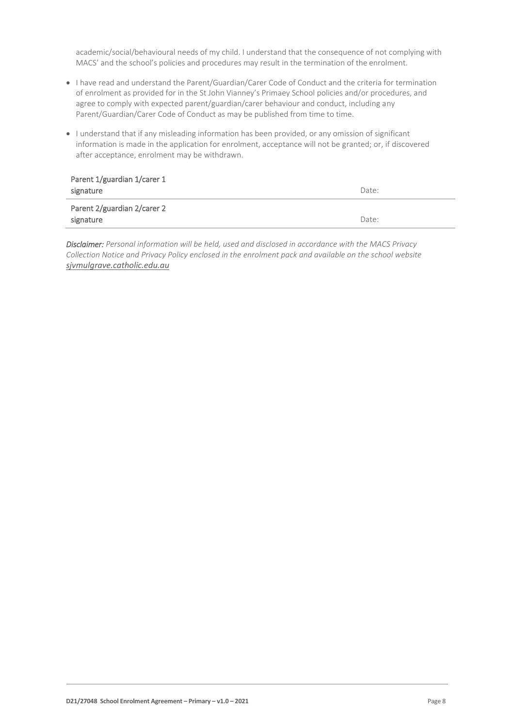academic/social/behavioural needs of my child. I understand that the consequence of not complying with MACS' and the school's policies and procedures may result in the termination of the enrolment.

- I have read and understand the Parent/Guardian/Carer Code of Conduct and the criteria for termination of enrolment as provided for in the St John Vianney's Primaey School policies and/or procedures, and agree to comply with expected parent/guardian/carer behaviour and conduct, including any Parent/Guardian/Carer Code of Conduct as may be published from time to time.
- I understand that if any misleading information has been provided, or any omission of significant information is made in the application for enrolment, acceptance will not be granted; or, if discovered after acceptance, enrolment may be withdrawn.

| | |
|---|---|
| Parent 1/guardian 1/carer 1 signature | Date: |
| Parent 2/guardian 2/carer 2 signature | Date: |

***Disclaimer:*** *Personal information will be held, used and disclosed in accordance with the MACS Privacy Collection Notice and Privacy Policy enclosed in the enrolment pack and available on the school website sjvmulgrave.catholic.edu.au*